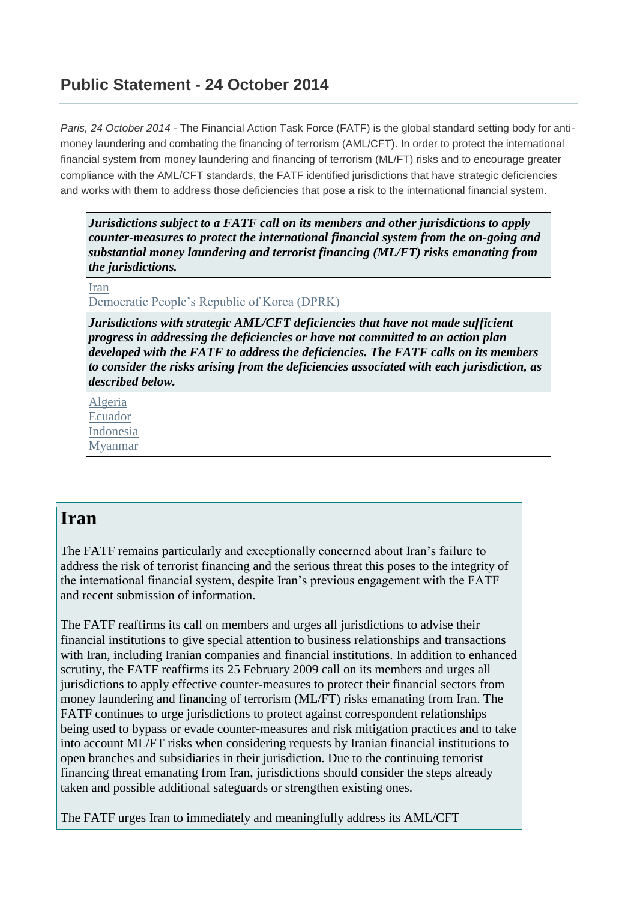## Public Statement - 24 October 2014

*Paris, 24 October 2014* - The Financial Action Task Force (FATF) is the global standard setting body for anti-money laundering and combating the financing of terrorism (AML/CFT). In order to protect the international financial system from money laundering and financing of terrorism (ML/FT) risks and to encourage greater compliance with the AML/CFT standards, the FATF identified jurisdictions that have strategic deficiencies and works with them to address those deficiencies that pose a risk to the international financial system.

| ***Jurisdictions subject to a FATF call on its members and other jurisdictions to apply counter-measures to protect the international financial system from the on-going and substantial money laundering and terrorist financing (ML/FT) risks emanating from the jurisdictions.*** |
|---|
| Iran<br>Democratic People's Republic of Korea (DPRK) |
| ***Jurisdictions with strategic AML/CFT deficiencies that have not made sufficient progress in addressing the deficiencies or have not committed to an action plan developed with the FATF to address the deficiencies. The FATF calls on its members to consider the risks arising from the deficiencies associated with each jurisdiction, as described below.*** |
| Algeria<br>Ecuador<br>Indonesia<br>Myanmar |

# Iran

The FATF remains particularly and exceptionally concerned about Iran's failure to address the risk of terrorist financing and the serious threat this poses to the integrity of the international financial system, despite Iran's previous engagement with the FATF and recent submission of information.

The FATF reaffirms its call on members and urges all jurisdictions to advise their financial institutions to give special attention to business relationships and transactions with Iran, including Iranian companies and financial institutions. In addition to enhanced scrutiny, the FATF reaffirms its 25 February 2009 call on its members and urges all jurisdictions to apply effective counter-measures to protect their financial sectors from money laundering and financing of terrorism (ML/FT) risks emanating from Iran. The FATF continues to urge jurisdictions to protect against correspondent relationships being used to bypass or evade counter-measures and risk mitigation practices and to take into account ML/FT risks when considering requests by Iranian financial institutions to open branches and subsidiaries in their jurisdiction. Due to the continuing terrorist financing threat emanating from Iran, jurisdictions should consider the steps already taken and possible additional safeguards or strengthen existing ones.

The FATF urges Iran to immediately and meaningfully address its AML/CFT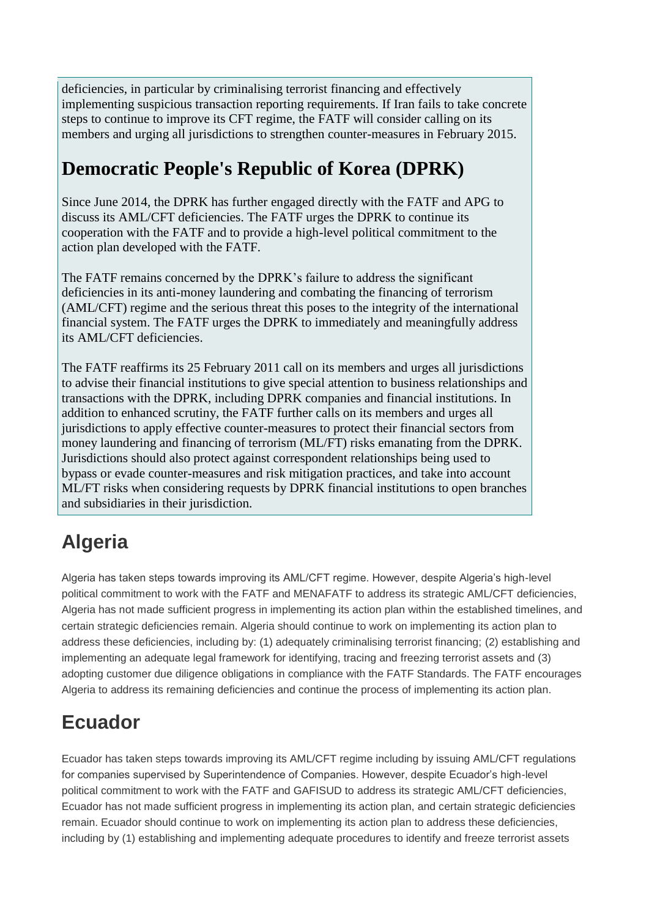deficiencies, in particular by criminalising terrorist financing and effectively implementing suspicious transaction reporting requirements. If Iran fails to take concrete steps to continue to improve its CFT regime, the FATF will consider calling on its members and urging all jurisdictions to strengthen counter-measures in February 2015.

## Democratic People's Republic of Korea (DPRK)

Since June 2014, the DPRK has further engaged directly with the FATF and APG to discuss its AML/CFT deficiencies. The FATF urges the DPRK to continue its cooperation with the FATF and to provide a high-level political commitment to the action plan developed with the FATF.

The FATF remains concerned by the DPRK's failure to address the significant deficiencies in its anti-money laundering and combating the financing of terrorism (AML/CFT) regime and the serious threat this poses to the integrity of the international financial system. The FATF urges the DPRK to immediately and meaningfully address its AML/CFT deficiencies.

The FATF reaffirms its 25 February 2011 call on its members and urges all jurisdictions to advise their financial institutions to give special attention to business relationships and transactions with the DPRK, including DPRK companies and financial institutions. In addition to enhanced scrutiny, the FATF further calls on its members and urges all jurisdictions to apply effective counter-measures to protect their financial sectors from money laundering and financing of terrorism (ML/FT) risks emanating from the DPRK. Jurisdictions should also protect against correspondent relationships being used to bypass or evade counter-measures and risk mitigation practices, and take into account ML/FT risks when considering requests by DPRK financial institutions to open branches and subsidiaries in their jurisdiction.

## Algeria

Algeria has taken steps towards improving its AML/CFT regime. However, despite Algeria's high-level political commitment to work with the FATF and MENAFATF to address its strategic AML/CFT deficiencies, Algeria has not made sufficient progress in implementing its action plan within the established timelines, and certain strategic deficiencies remain. Algeria should continue to work on implementing its action plan to address these deficiencies, including by: (1) adequately criminalising terrorist financing; (2) establishing and implementing an adequate legal framework for identifying, tracing and freezing terrorist assets and (3) adopting customer due diligence obligations in compliance with the FATF Standards. The FATF encourages Algeria to address its remaining deficiencies and continue the process of implementing its action plan.

## Ecuador

Ecuador has taken steps towards improving its AML/CFT regime including by issuing AML/CFT regulations for companies supervised by Superintendence of Companies. However, despite Ecuador's high-level political commitment to work with the FATF and GAFISUD to address its strategic AML/CFT deficiencies, Ecuador has not made sufficient progress in implementing its action plan, and certain strategic deficiencies remain. Ecuador should continue to work on implementing its action plan to address these deficiencies, including by (1) establishing and implementing adequate procedures to identify and freeze terrorist assets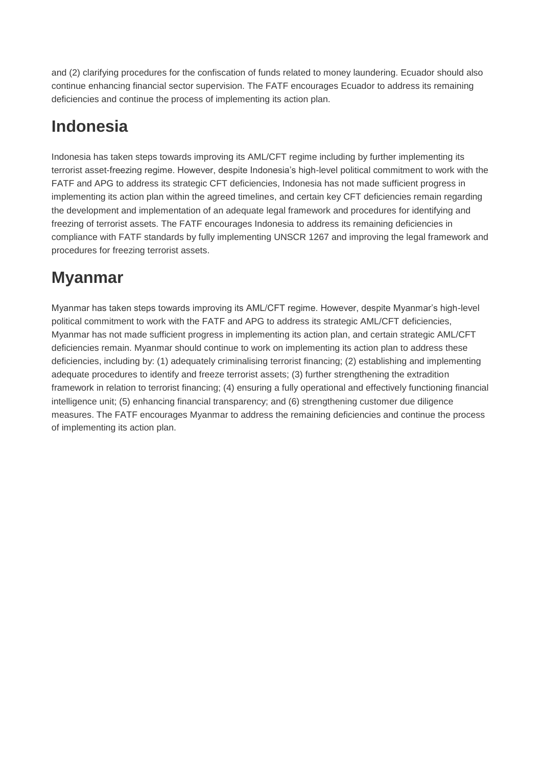and (2) clarifying procedures for the confiscation of funds related to money laundering. Ecuador should also continue enhancing financial sector supervision. The FATF encourages Ecuador to address its remaining deficiencies and continue the process of implementing its action plan.

## Indonesia

Indonesia has taken steps towards improving its AML/CFT regime including by further implementing its terrorist asset-freezing regime. However, despite Indonesia's high-level political commitment to work with the FATF and APG to address its strategic CFT deficiencies, Indonesia has not made sufficient progress in implementing its action plan within the agreed timelines, and certain key CFT deficiencies remain regarding the development and implementation of an adequate legal framework and procedures for identifying and freezing of terrorist assets. The FATF encourages Indonesia to address its remaining deficiencies in compliance with FATF standards by fully implementing UNSCR 1267 and improving the legal framework and procedures for freezing terrorist assets.

## Myanmar

Myanmar has taken steps towards improving its AML/CFT regime. However, despite Myanmar's high-level political commitment to work with the FATF and APG to address its strategic AML/CFT deficiencies, Myanmar has not made sufficient progress in implementing its action plan, and certain strategic AML/CFT deficiencies remain. Myanmar should continue to work on implementing its action plan to address these deficiencies, including by: (1) adequately criminalising terrorist financing; (2) establishing and implementing adequate procedures to identify and freeze terrorist assets; (3) further strengthening the extradition framework in relation to terrorist financing; (4) ensuring a fully operational and effectively functioning financial intelligence unit; (5) enhancing financial transparency; and (6) strengthening customer due diligence measures. The FATF encourages Myanmar to address the remaining deficiencies and continue the process of implementing its action plan.